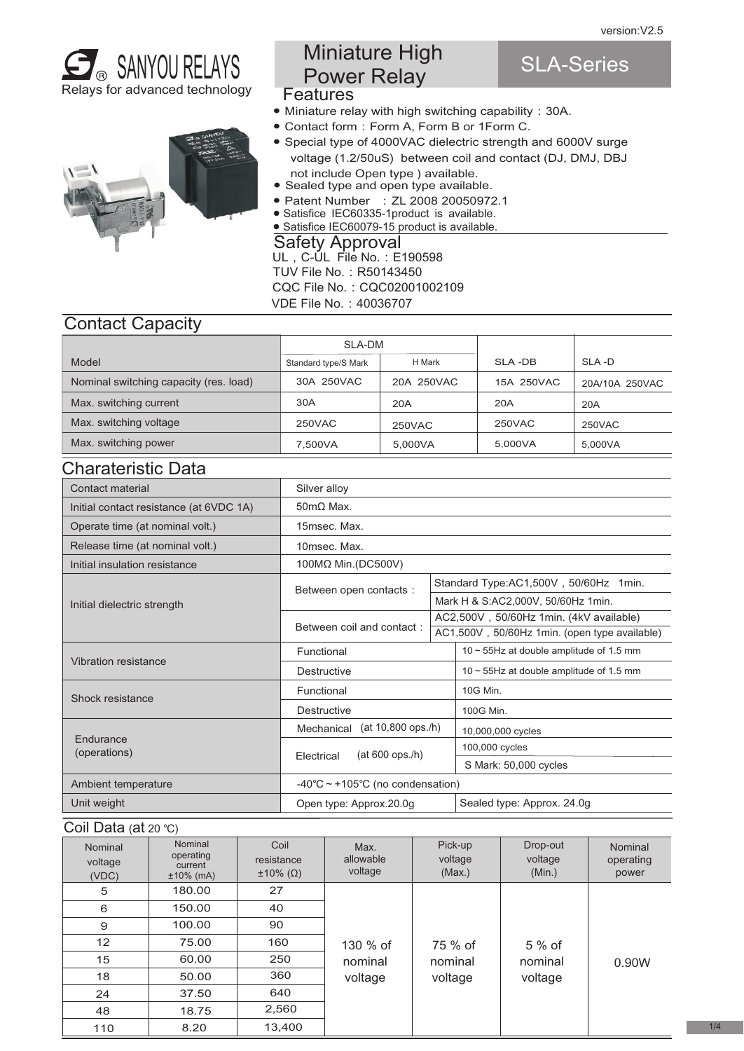version:V2.5

SANYOU RELAYS
Relays for advanced technology

# Miniature High Power Relay

# SLA-Series

## Features

- Miniature relay with high switching capability：30A.
- Contact form：Form A, Form B or 1Form C.
- Special type of 4000VAC dielectric strength and 6000V surge voltage (1.2/50uS) between coil and contact (DJ, DMJ, DBJ not include Open type ) available.
- Sealed type and open type available.
- Patent Number ：ZL 2008 20050972.1
- Satisfice IEC60335-1product is available.
- Satisfice IEC60079-15 product is available.

## Safety Approval

UL，C-UL File No.：E190598
TUV File No.：R50143450
CQC File No.：CQC02001002109
VDE File No.：40036707

## Contact Capacity

| Model | SLA-DM | | SLA -DB | SLA -D |
|---|---|---|---|---|
| | Standard type/S Mark | H Mark | | |
| Nominal switching capacity (res. load) | 30A 250VAC | 20A 250VAC | 15A 250VAC | 20A/10A 250VAC |
| Max. switching current | 30A | 20A | 20A | 20A |
| Max. switching voltage | 250VAC | 250VAC | 250VAC | 250VAC |
| Max. switching power | 7,500VA | 5,000VA | 5,000VA | 5,000VA |

## Charateristic Data

| | | |
|---|---|---|
| Contact material | Silver alloy | |
| Initial contact resistance (at 6VDC 1A) | 50mΩ Max. | |
| Operate time (at nominal volt.) | 15msec. Max. | |
| Release time (at nominal volt.) | 10msec. Max. | |
| Initial insulation resistance | 100MΩ Min.(DC500V) | |
| Initial dielectric strength | Between open contacts： | Standard Type:AC1,500V，50/60Hz 1min. |
| | | Mark H & S:AC2,000V, 50/60Hz 1min. |
| | Between coil and contact： | AC2,500V，50/60Hz 1min. (4kV available) |
| | | AC1,500V，50/60Hz 1min. (open type available) |
| Vibration resistance | Functional | 10 ~ 55Hz at double amplitude of 1.5 mm |
| | Destructive | 10 ~ 55Hz at double amplitude of 1.5 mm |
| Shock resistance | Functional | 10G Min. |
| | Destructive | 100G Min. |
| Endurance (operations) | Mechanical (at 10,800 ops./h) | 10,000,000 cycles |
| | Electrical (at 600 ops./h) | 100,000 cycles |
| | | S Mark: 50,000 cycles |
| Ambient temperature | -40℃ ~ +105℃ (no condensation) | |
| Unit weight | Open type: Approx.20.0g | Sealed type: Approx. 24.0g |

## Coil Data (at 20 ℃)

| Nominal voltage (VDC) | Nominal operating current ±10% (mA) | Coil resistance ±10% (Ω) | Max. allowable voltage | Pick-up voltage (Max.) | Drop-out voltage (Min.) | Nominal operating power |
|---|---|---|---|---|---|---|
| 5 | 180.00 | 27 | 130 % of nominal voltage | 75 % of nominal voltage | 5 % of nominal voltage | 0.90W |
| 6 | 150.00 | 40 | | | | |
| 9 | 100.00 | 90 | | | | |
| 12 | 75.00 | 160 | | | | |
| 15 | 60.00 | 250 | | | | |
| 18 | 50.00 | 360 | | | | |
| 24 | 37.50 | 640 | | | | |
| 48 | 18.75 | 2,560 | | | | |
| 110 | 8.20 | 13,400 | | | | |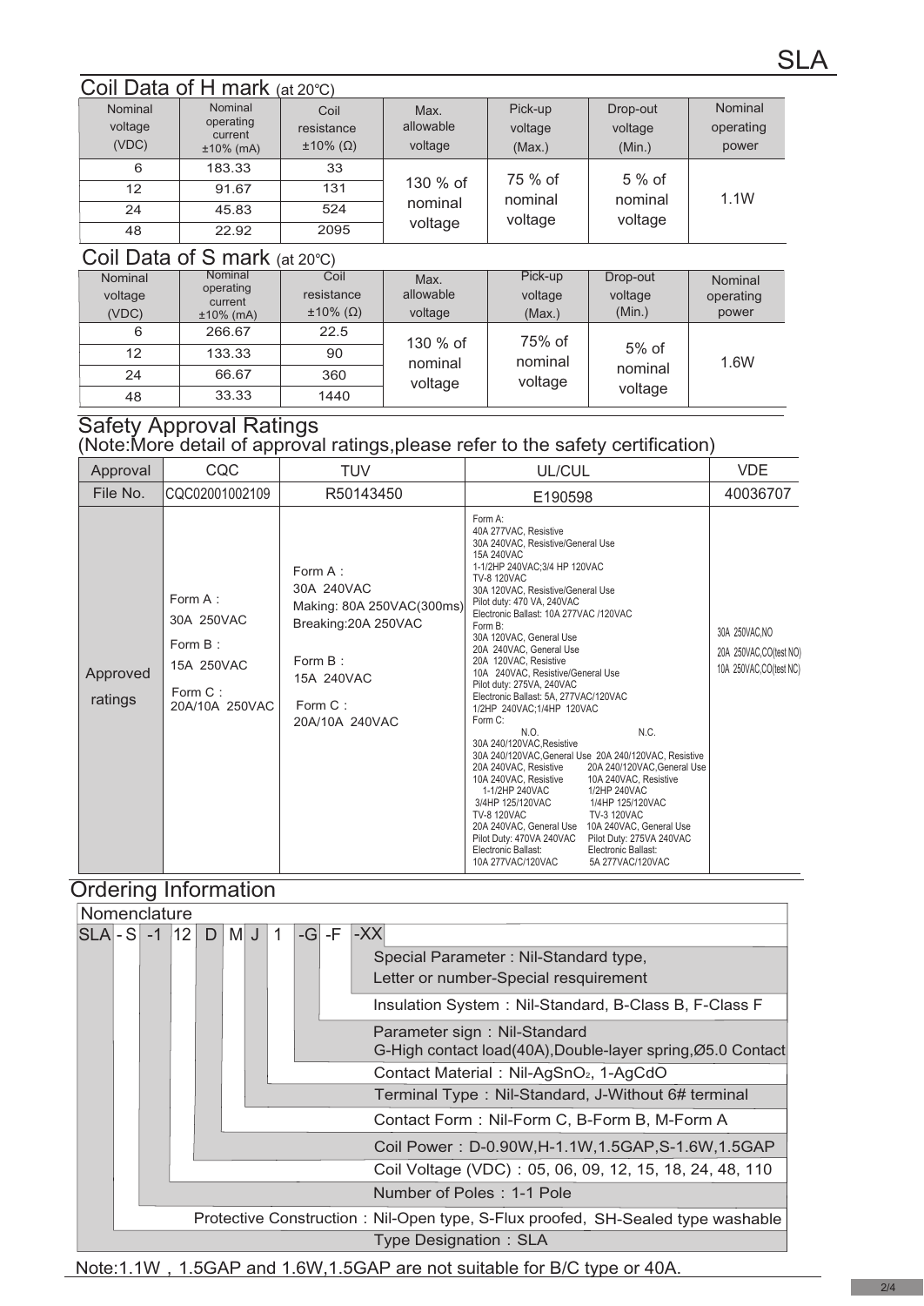## Coil Data of H mark (at 20℃)

| Nominal voltage (VDC) | Nominal operating current ±10% (mA) | Coil resistance ±10% (Ω) | Max. allowable voltage | Pick-up voltage (Max.) | Drop-out voltage (Min.) | Nominal operating power |
|---|---|---|---|---|---|---|
| 6 | 183.33 | 33 | 130 % of nominal voltage | 75 % of nominal voltage | 5 % of nominal voltage | 1.1W |
| 12 | 91.67 | 131 | | | | |
| 24 | 45.83 | 524 | | | | |
| 48 | 22.92 | 2095 | | | | |

## Coil Data of S mark (at 20℃)

| Nominal voltage (VDC) | Nominal operating current ±10% (mA) | Coil resistance ±10% (Ω) | Max. allowable voltage | Pick-up voltage (Max.) | Drop-out voltage (Min.) | Nominal operating power |
|---|---|---|---|---|---|---|
| 6 | 266.67 | 22.5 | 130 % of nominal voltage | 75% of nominal voltage | 5% of nominal voltage | 1.6W |
| 12 | 133.33 | 90 | | | | |
| 24 | 66.67 | 360 | | | | |
| 48 | 33.33 | 1440 | | | | |

## Safety Approval Ratings

(Note:More detail of approval ratings,please refer to the safety certification)

| Approval | CQC | TUV | UL/CUL | VDE |
|---|---|---|---|---|
| File No. | CQC02001002109 | R50143450 | E190598 | 40036707 |
| Approved ratings | Form A : 30A 250VAC<br>Form B : 15A 250VAC<br>Form C : 20A/10A 250VAC | Form A : 30A 240VAC<br>Making: 80A 250VAC(300ms)<br>Breaking:20A 250VAC<br>Form B : 15A 240VAC<br>Form C : 20A/10A 240VAC | Form A:<br>40A 277VAC, Resistive<br>30A 240VAC, Resistive/General Use<br>15A 240VAC<br>1-1/2HP 240VAC;3/4 HP 120VAC<br>TV-8 120VAC<br>30A 120VAC, Resistive/General Use<br>Pilot duty: 470 VA, 240VAC<br>Electronic Ballast: 10A 277VAC /120VAC<br>Form B:<br>30A 120VAC, General Use<br>20A 240VAC, General Use<br>20A 120VAC, Resistive<br>10A 240VAC, Resistive/General Use<br>Pilot duty: 275VA, 240VAC<br>Electronic Ballast: 5A, 277VAC/120VAC<br>1/2HP 240VAC;1/4HP 120VAC<br>Form C:<br>N.O.: 30A 240/120VAC,Resistive; 30A 240/120VAC,General Use; 20A 240VAC, Resistive; 10A 240VAC, Resistive; 1-1/2HP 240VAC; 3/4HP 125/120VAC; TV-8 120VAC; 20A 240VAC, General Use; Pilot Duty: 470VA 240VAC; Electronic Ballast: 10A 277VAC/120VAC<br>N.C.: 20A 240/120VAC, Resistive; 20A 240/120VAC,General Use; 10A 240VAC, Resistive; 1/2HP 240VAC; 1/4HP 125/120VAC; TV-3 120VAC; 10A 240VAC, General Use; Pilot Duty: 275VA 240VAC; Electronic Ballast: 5A 277VAC/120VAC | 30A 250VAC,NO<br>20A 250VAC,CO(test NO)<br>10A 250VAC,CO(test NC) |

## Ordering Information

### Nomenclature

SLA - S -1 12 D M J 1 -G -F -XX

- -XX: Special Parameter : Nil-Standard type, Letter or number-Special resquirement
- -F: Insulation System : Nil-Standard, B-Class B, F-Class F
- -G: Parameter sign : Nil-Standard, G-High contact load(40A),Double-layer spring,Ø5.0 Contact
- 1: Contact Material : Nil-AgSnO₂, 1-AgCdO
- J: Terminal Type : Nil-Standard, J-Without 6# terminal
- M: Contact Form : Nil-Form C, B-Form B, M-Form A
- D: Coil Power : D-0.90W,H-1.1W,1.5GAP,S-1.6W,1.5GAP
- 12: Coil Voltage (VDC) : 05, 06, 09, 12, 15, 18, 24, 48, 110
- -1: Number of Poles : 1-1 Pole
- S: Protective Construction : Nil-Open type, S-Flux proofed, SH-Sealed type washable
- SLA: Type Designation : SLA

Note:1.1W , 1.5GAP and 1.6W,1.5GAP are not suitable for B/C type or 40A.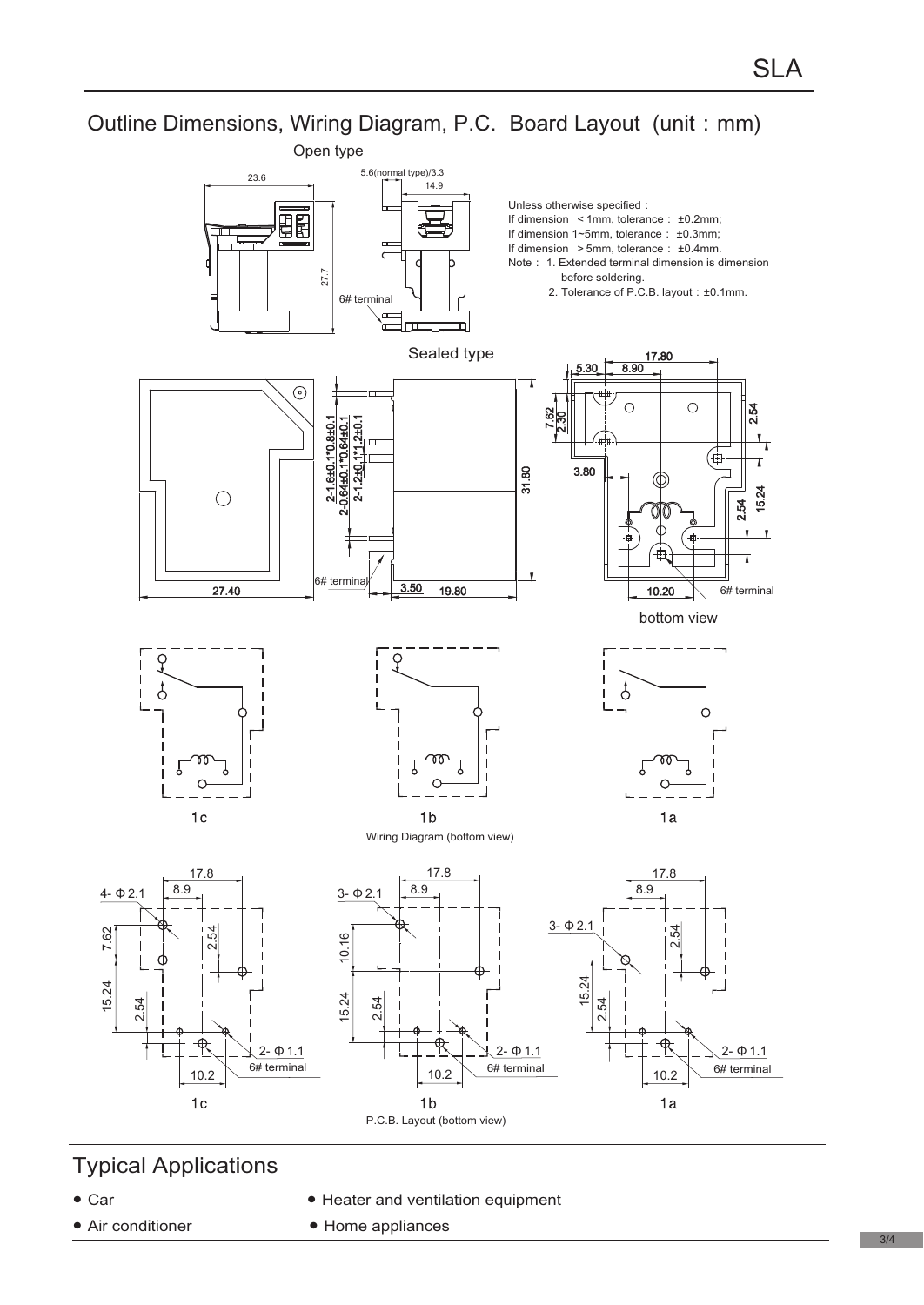## Outline Dimensions, Wiring Diagram, P.C. Board Layout (unit：mm)

Open type

Unless otherwise specified：
If dimension ＜1mm, tolerance： ±0.2mm;
If dimension 1~5mm, tolerance： ±0.3mm;
If dimension ＞5mm, tolerance： ±0.4mm.
Note： 1. Extended terminal dimension is dimension before soldering.
2. Tolerance of P.C.B. layout：±0.1mm.

Sealed type

bottom view

1c　　1b　　1a

Wiring Diagram (bottom view)

1c　　1b　　1a

P.C.B. Layout (bottom view)

## Typical Applications

- Car
- Heater and ventilation equipment
- Air conditioner
- Home appliances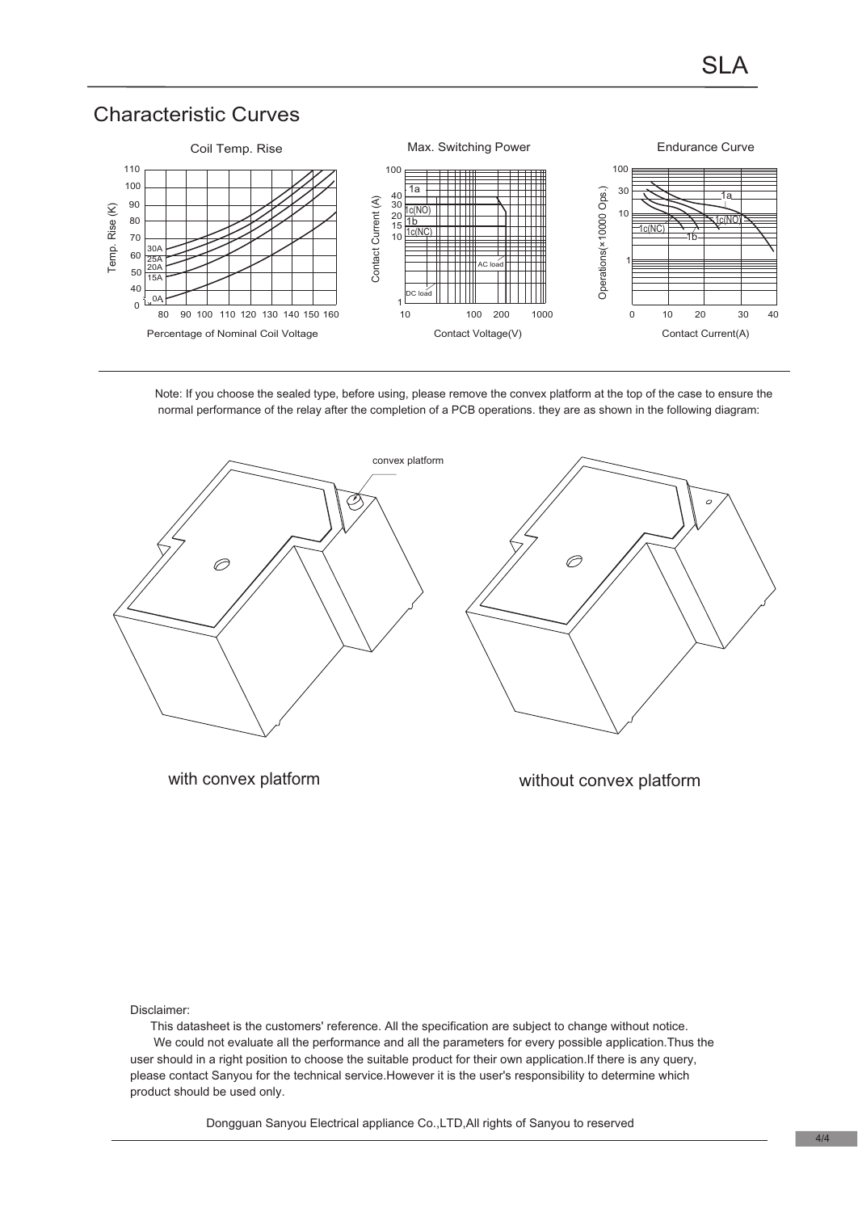## Characteristic Curves

Coil Temp. Rise

Temp. Rise (K)

110
100
90
80
70
60
50
40
0

30A
25A
20A
15A
0A

80 90 100 110 120 130 140 150 160

Percentage of Nominal Coil Voltage

Max. Switching Power

Contact Current (A)

100
40
30
20
15
10
1

1a
1c(NO)
1b
1c(NC)

AC load
DC load

10 100 200 1000

Contact Voltage(V)

Endurance Curve

Operations(×10000 Ops.)

100
30
10
1

1a
1c(NO)
1c(NC)
1b

0 10 20 30 40

Contact Current(A)

Note: If you choose the sealed type, before using, please remove the convex platform at the top of the case to ensure the normal performance of the relay after the completion of a PCB operations. they are as shown in the following diagram:

convex platform

with convex platform

without convex platform

Disclaimer:

This datasheet is the customers' reference. All the specification are subject to change without notice.

We could not evaluate all the performance and all the parameters for every possible application.Thus the user should in a right position to choose the suitable product for their own application.If there is any query, please contact Sanyou for the technical service.However it is the user's responsibility to determine which product should be used only.

Dongguan Sanyou Electrical appliance Co.,LTD,All rights of Sanyou to reserved